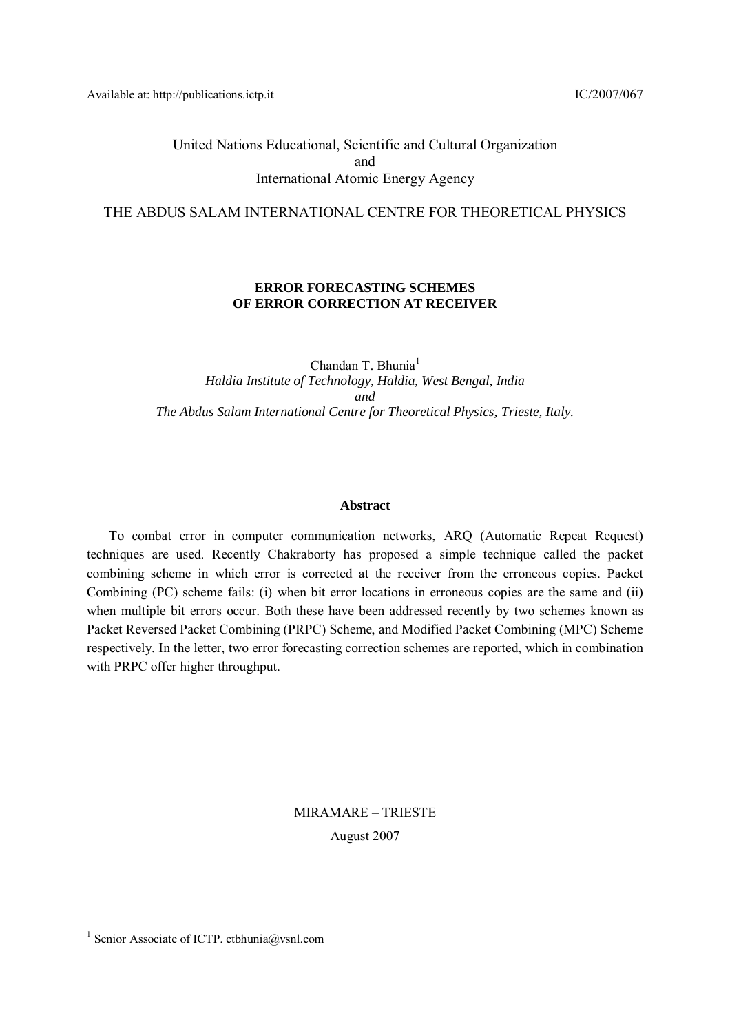Available at: http://publications.ictp.it IC/2007/067

United Nations Educational, Scientific and Cultural Organization
and
International Atomic Energy Agency

THE ABDUS SALAM INTERNATIONAL CENTRE FOR THEORETICAL PHYSICS

# ERROR FORECASTING SCHEMES OF ERROR CORRECTION AT RECEIVER

Chandan T. Bhunia[1]
*Haldia Institute of Technology, Haldia, West Bengal, India*
*and*
*The Abdus Salam International Centre for Theoretical Physics, Trieste, Italy.*

## Abstract

To combat error in computer communication networks, ARQ (Automatic Repeat Request) techniques are used. Recently Chakraborty has proposed a simple technique called the packet combining scheme in which error is corrected at the receiver from the erroneous copies. Packet Combining (PC) scheme fails: (i) when bit error locations in erroneous copies are the same and (ii) when multiple bit errors occur. Both these have been addressed recently by two schemes known as Packet Reversed Packet Combining (PRPC) Scheme, and Modified Packet Combining (MPC) Scheme respectively. In the letter, two error forecasting correction schemes are reported, which in combination with PRPC offer higher throughput.

MIRAMARE – TRIESTE
August 2007

---

[1] Senior Associate of ICTP. ctbhunia@vsnl.com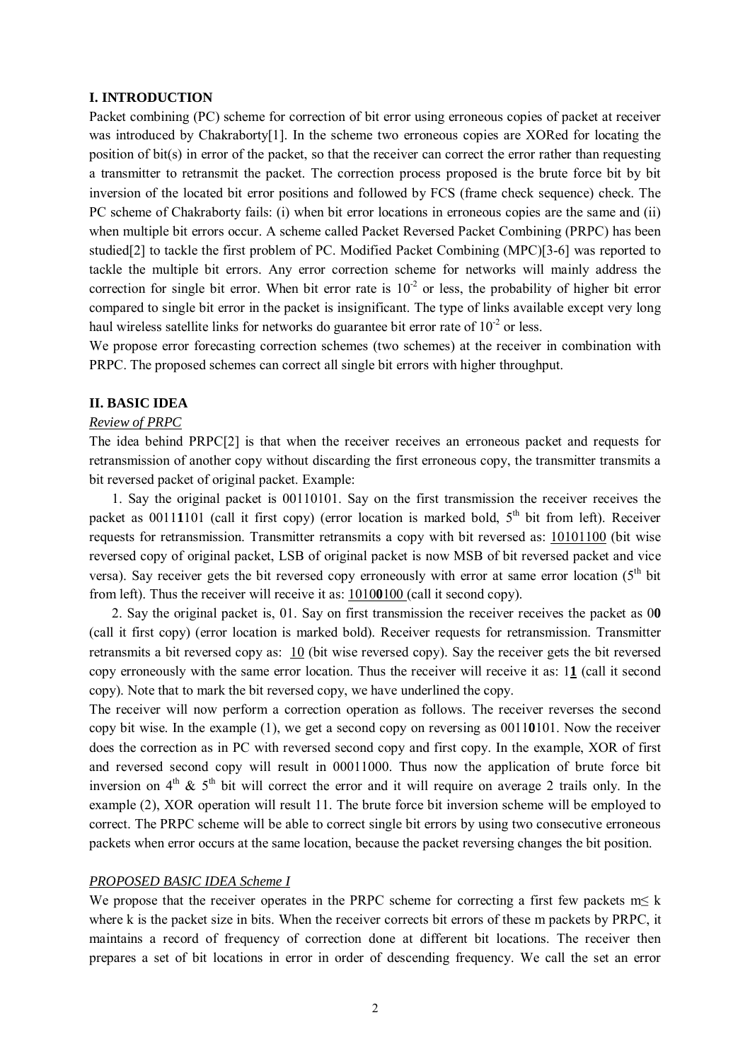## I. INTRODUCTION

Packet combining (PC) scheme for correction of bit error using erroneous copies of packet at receiver was introduced by Chakraborty[1]. In the scheme two erroneous copies are XORed for locating the position of bit(s) in error of the packet, so that the receiver can correct the error rather than requesting a transmitter to retransmit the packet. The correction process proposed is the brute force bit by bit inversion of the located bit error positions and followed by FCS (frame check sequence) check. The PC scheme of Chakraborty fails: (i) when bit error locations in erroneous copies are the same and (ii) when multiple bit errors occur. A scheme called Packet Reversed Packet Combining (PRPC) has been studied[2] to tackle the first problem of PC. Modified Packet Combining (MPC)[3-6] was reported to tackle the multiple bit errors. Any error correction scheme for networks will mainly address the correction for single bit error. When bit error rate is $10^{-2}$ or less, the probability of higher bit error compared to single bit error in the packet is insignificant. The type of links available except very long haul wireless satellite links for networks do guarantee bit error rate of $10^{-2}$ or less.

We propose error forecasting correction schemes (two schemes) at the receiver in combination with PRPC. The proposed schemes can correct all single bit errors with higher throughput.

## II. BASIC IDEA

*Review of PRPC*

The idea behind PRPC[2] is that when the receiver receives an erroneous packet and requests for retransmission of another copy without discarding the first erroneous copy, the transmitter transmits a bit reversed packet of original packet. Example:

1. Say the original packet is 00110101. Say on the first transmission the receiver receives the packet as 0011**1**101 (call it first copy) (error location is marked bold, 5th bit from left). Receiver requests for retransmission. Transmitter retransmits a copy with bit reversed as: <u>10101100</u> (bit wise reversed copy of original packet, LSB of original packet is now MSB of bit reversed packet and vice versa). Say receiver gets the bit reversed copy erroneously with error at same error location (5th bit from left). Thus the receiver will receive it as: <u>1010**0**100</u> (call it second copy).

2. Say the original packet is, 01. Say on first transmission the receiver receives the packet as 0**0** (call it first copy) (error location is marked bold). Receiver requests for retransmission. Transmitter retransmits a bit reversed copy as: <u>10</u> (bit wise reversed copy). Say the receiver gets the bit reversed copy erroneously with the same error location. Thus the receiver will receive it as: <u>1**1**</u> (call it second copy). Note that to mark the bit reversed copy, we have underlined the copy.

The receiver will now perform a correction operation as follows. The receiver reverses the second copy bit wise. In the example (1), we get a second copy on reversing as 0011**0**101. Now the receiver does the correction as in PC with reversed second copy and first copy. In the example, XOR of first and reversed second copy will result in 00011000. Thus now the application of brute force bit inversion on 4th & 5th bit will correct the error and it will require on average 2 trails only. In the example (2), XOR operation will result 11. The brute force bit inversion scheme will be employed to correct. The PRPC scheme will be able to correct single bit errors by using two consecutive erroneous packets when error occurs at the same location, because the packet reversing changes the bit position.

*PROPOSED BASIC IDEA Scheme I*

We propose that the receiver operates in the PRPC scheme for correcting a first few packets $m \leq k$ where k is the packet size in bits. When the receiver corrects bit errors of these m packets by PRPC, it maintains a record of frequency of correction done at different bit locations. The receiver then prepares a set of bit locations in error in order of descending frequency. We call the set an error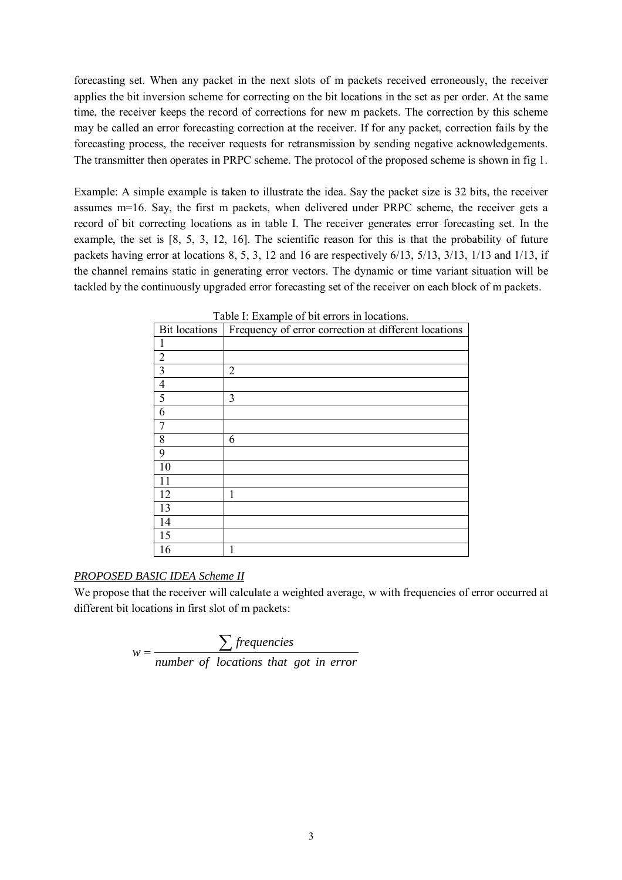forecasting set. When any packet in the next slots of m packets received erroneously, the receiver applies the bit inversion scheme for correcting on the bit locations in the set as per order. At the same time, the receiver keeps the record of corrections for new m packets. The correction by this scheme may be called an error forecasting correction at the receiver. If for any packet, correction fails by the forecasting process, the receiver requests for retransmission by sending negative acknowledgements. The transmitter then operates in PRPC scheme. The protocol of the proposed scheme is shown in fig 1.

Example: A simple example is taken to illustrate the idea. Say the packet size is 32 bits, the receiver assumes m=16. Say, the first m packets, when delivered under PRPC scheme, the receiver gets a record of bit correcting locations as in table I. The receiver generates error forecasting set. In the example, the set is [8, 5, 3, 12, 16]. The scientific reason for this is that the probability of future packets having error at locations 8, 5, 3, 12 and 16 are respectively 6/13, 5/13, 3/13, 1/13 and 1/13, if the channel remains static in generating error vectors. The dynamic or time variant situation will be tackled by the continuously upgraded error forecasting set of the receiver on each block of m packets.

Table I: Example of bit errors in locations.

| Bit locations | Frequency of error correction at different locations |
|---|---|
| 1 | |
| 2 | |
| 3 | 2 |
| 4 | |
| 5 | 3 |
| 6 | |
| 7 | |
| 8 | 6 |
| 9 | |
| 10 | |
| 11 | |
| 12 | 1 |
| 13 | |
| 14 | |
| 15 | |
| 16 | 1 |

*PROPOSED BASIC IDEA Scheme II*

We propose that the receiver will calculate a weighted average, w with frequencies of error occurred at different bit locations in first slot of m packets:

$$w = \frac{\sum frequencies}{number\ \ of\ \ locations\ \ that\ \ got\ \ in\ \ error}$$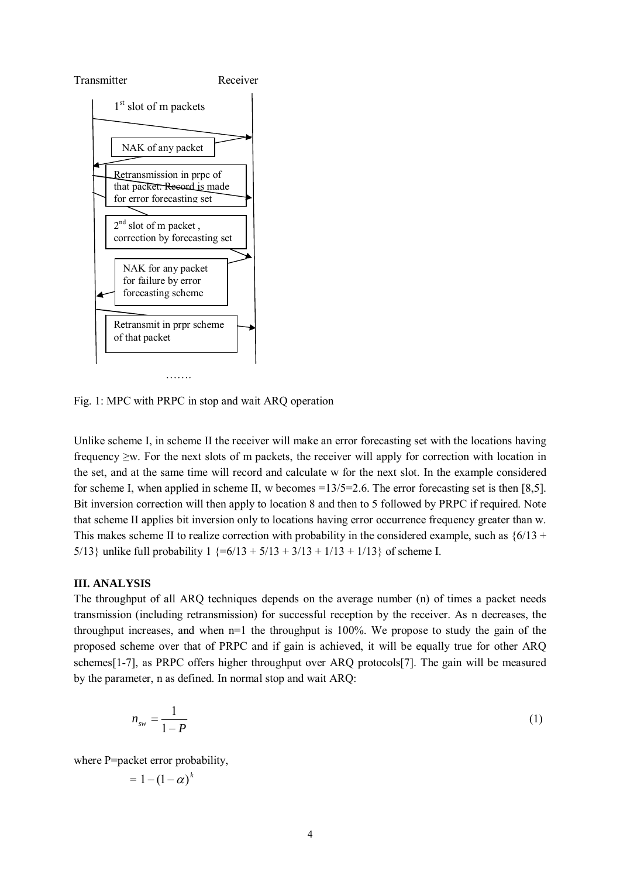Transmitter Receiver

1[st] slot of m packets

NAK of any packet

Retransmission in prpc of that packet. Record is made for error forecasting set

2[nd] slot of m packet , correction by forecasting set

NAK for any packet for failure by error forecasting scheme

Retransmit in prpr scheme of that packet

…….

Fig. 1: MPC with PRPC in stop and wait ARQ operation

Unlike scheme I, in scheme II the receiver will make an error forecasting set with the locations having frequency ≥w. For the next slots of m packets, the receiver will apply for correction with location in the set, and at the same time will record and calculate w for the next slot. In the example considered for scheme I, when applied in scheme II, w becomes =13/5=2.6. The error forecasting set is then [8,5]. Bit inversion correction will then apply to location 8 and then to 5 followed by PRPC if required. Note that scheme II applies bit inversion only to locations having error occurrence frequency greater than w. This makes scheme II to realize correction with probability in the considered example, such as {6/13 + 5/13} unlike full probability 1 {=6/13 + 5/13 + 3/13 + 1/13 + 1/13} of scheme I.

**III. ANALYSIS**

The throughput of all ARQ techniques depends on the average number (n) of times a packet needs transmission (including retransmission) for successful reception by the receiver. As n decreases, the throughput increases, and when n=1 the throughput is 100%. We propose to study the gain of the proposed scheme over that of PRPC and if gain is achieved, it will be equally true for other ARQ schemes[1-7], as PRPC offers higher throughput over ARQ protocols[7]. The gain will be measured by the parameter, n as defined. In normal stop and wait ARQ:

$$n_{sw} = \frac{1}{1-P} \tag{1}$$

where P=packet error probability,

$$= 1-(1-\alpha)^k$$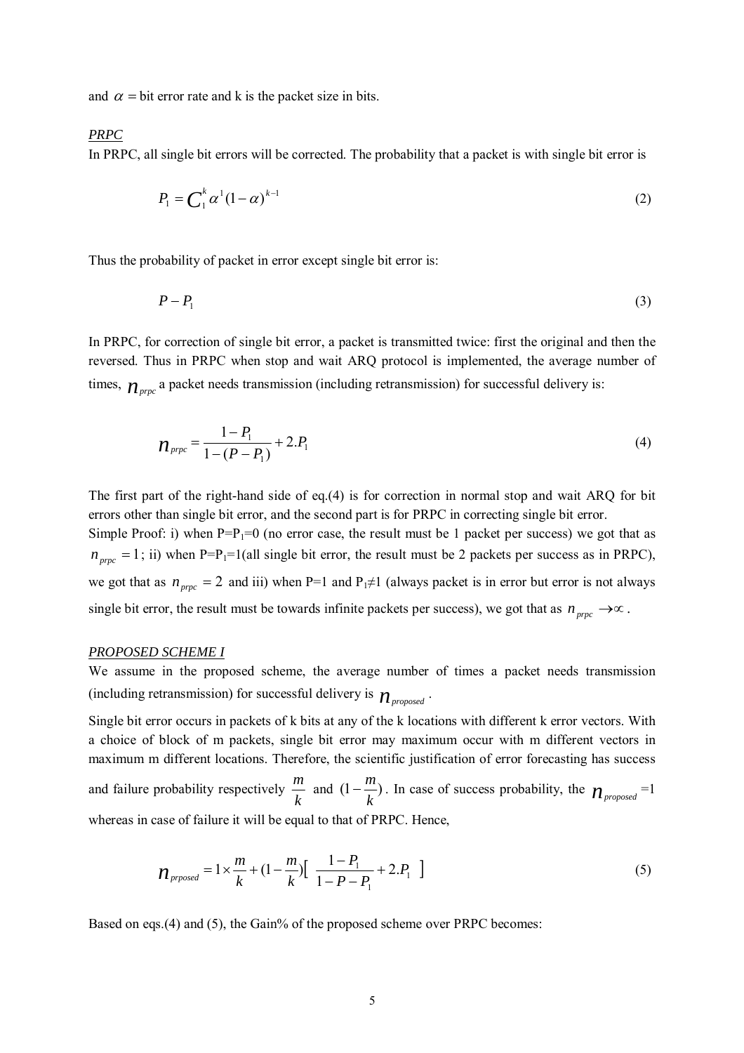and $\alpha$ = bit error rate and k is the packet size in bits.

*PRPC*

In PRPC, all single bit errors will be corrected. The probability that a packet is with single bit error is

$$P_1 = C_1^k \alpha^1 (1-\alpha)^{k-1} \tag{2}$$

Thus the probability of packet in error except single bit error is:

$$P - P_1 \tag{3}$$

In PRPC, for correction of single bit error, a packet is transmitted twice: first the original and then the reversed. Thus in PRPC when stop and wait ARQ protocol is implemented, the average number of times, $n_{prpc}$ a packet needs transmission (including retransmission) for successful delivery is:

$$n_{prpc} = \frac{1-P_1}{1-(P-P_1)} + 2.P_1 \tag{4}$$

The first part of the right-hand side of eq.(4) is for correction in normal stop and wait ARQ for bit errors other than single bit error, and the second part is for PRPC in correcting single bit error.

Simple Proof: i) when $P=P_1=0$ (no error case, the result must be 1 packet per success) we got that as $n_{prpc} = 1$; ii) when $P=P_1=1$(all single bit error, the result must be 2 packets per success as in PRPC), we got that as $n_{prpc} = 2$ and iii) when $P=1$ and $P_1 \neq 1$ (always packet is in error but error is not always single bit error, the result must be towards infinite packets per success), we got that as $n_{prpc} \to \infty$.

*PROPOSED SCHEME I*

We assume in the proposed scheme, the average number of times a packet needs transmission (including retransmission) for successful delivery is $n_{proposed}$.

Single bit error occurs in packets of k bits at any of the k locations with different k error vectors. With a choice of block of m packets, single bit error may maximum occur with m different vectors in maximum m different locations. Therefore, the scientific justification of error forecasting has success and failure probability respectively $\frac{m}{k}$ and $(1-\frac{m}{k})$. In case of success probability, the $n_{proposed}$ =1 whereas in case of failure it will be equal to that of PRPC. Hence,

$$n_{prposed} = 1 \times \frac{m}{k} + (1-\frac{m}{k})\left[ \frac{1-P_1}{1-P-P_1} + 2.P_1 \right] \tag{5}$$

Based on eqs.(4) and (5), the Gain% of the proposed scheme over PRPC becomes: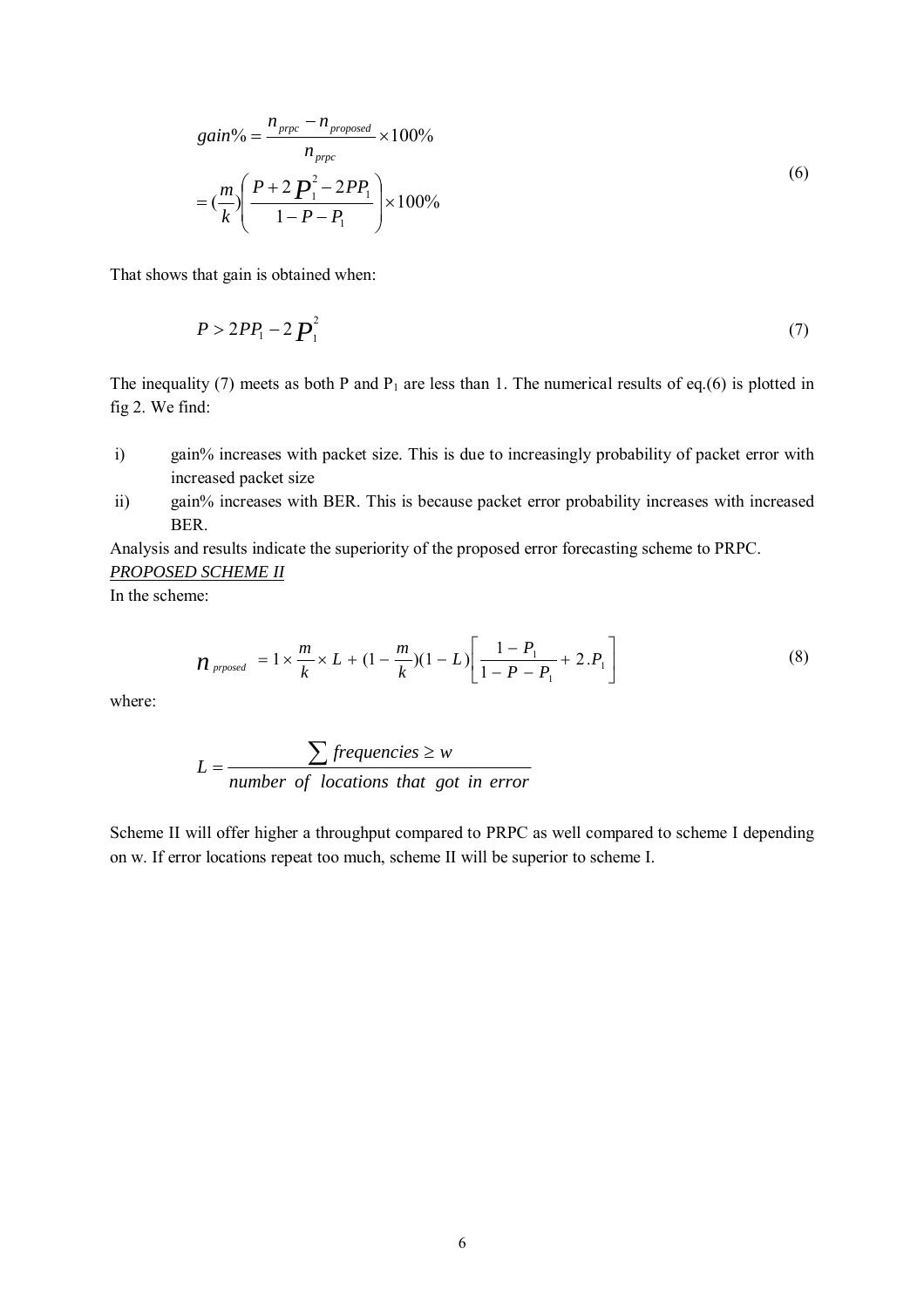$$gain\% = \frac{n_{prpc} - n_{proposed}}{n_{prpc}} \times 100\%$$
$$= (\frac{m}{k})\left(\frac{P + 2P_1^2 - 2PP_1}{1 - P - P_1}\right) \times 100\% \tag{6}$$

That shows that gain is obtained when:

$$P > 2PP_1 - 2P_1^2 \tag{7}$$

The inequality (7) meets as both P and $P_1$ are less than 1. The numerical results of eq.(6) is plotted in fig 2. We find:

i) gain% increases with packet size. This is due to increasingly probability of packet error with increased packet size

ii) gain% increases with BER. This is because packet error probability increases with increased BER.

Analysis and results indicate the superiority of the proposed error forecasting scheme to PRPC.

*PROPOSED SCHEME II*

In the scheme:

$$n_{prposed} = 1 \times \frac{m}{k} \times L + (1 - \frac{m}{k})(1 - L)\left[\frac{1 - P_1}{1 - P - P_1} + 2.P_1\right] \tag{8}$$

where:

$$L = \frac{\sum frequencies \geq w}{number\ of\ locations\ that\ got\ in\ error}$$

Scheme II will offer higher a throughput compared to PRPC as well compared to scheme I depending on w. If error locations repeat too much, scheme II will be superior to scheme I.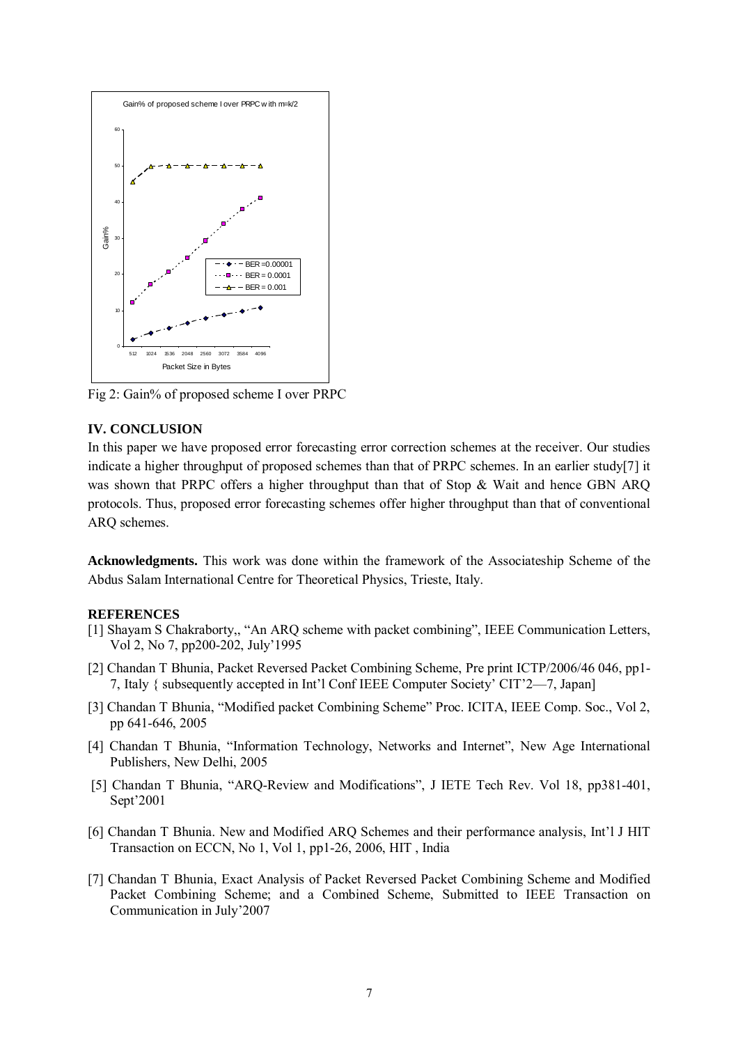Gain% of proposed scheme I over PRPC with m=k/2

60

50

40

30

20

10

0

Gain%

512 1024 1536 2048 2560 3072 3584 4096

Packet Size in Bytes

BER =0.00001

BER = 0.0001

BER = 0.001

Fig 2: Gain% of proposed scheme I over PRPC

## IV. CONCLUSION

In this paper we have proposed error forecasting error correction schemes at the receiver. Our studies indicate a higher throughput of proposed schemes than that of PRPC schemes. In an earlier study[7] it was shown that PRPC offers a higher throughput than that of Stop & Wait and hence GBN ARQ protocols. Thus, proposed error forecasting schemes offer higher throughput than that of conventional ARQ schemes.

**Acknowledgments.** This work was done within the framework of the Associateship Scheme of the Abdus Salam International Centre for Theoretical Physics, Trieste, Italy.

## REFERENCES

[1] Shayam S Chakraborty,, "An ARQ scheme with packet combining", IEEE Communication Letters, Vol 2, No 7, pp200-202, July'1995

[2] Chandan T Bhunia, Packet Reversed Packet Combining Scheme, Pre print ICTP/2006/46 046, pp1-7, Italy { subsequently accepted in Int'l Conf IEEE Computer Society' CIT'2—7, Japan]

[3] Chandan T Bhunia, "Modified packet Combining Scheme" Proc. ICITA, IEEE Comp. Soc., Vol 2, pp 641-646, 2005

[4] Chandan T Bhunia, "Information Technology, Networks and Internet", New Age International Publishers, New Delhi, 2005

[5] Chandan T Bhunia, "ARQ-Review and Modifications", J IETE Tech Rev. Vol 18, pp381-401, Sept'2001

[6] Chandan T Bhunia. New and Modified ARQ Schemes and their performance analysis, Int'l J HIT Transaction on ECCN, No 1, Vol 1, pp1-26, 2006, HIT , India

[7] Chandan T Bhunia, Exact Analysis of Packet Reversed Packet Combining Scheme and Modified Packet Combining Scheme; and a Combined Scheme, Submitted to IEEE Transaction on Communication in July'2007